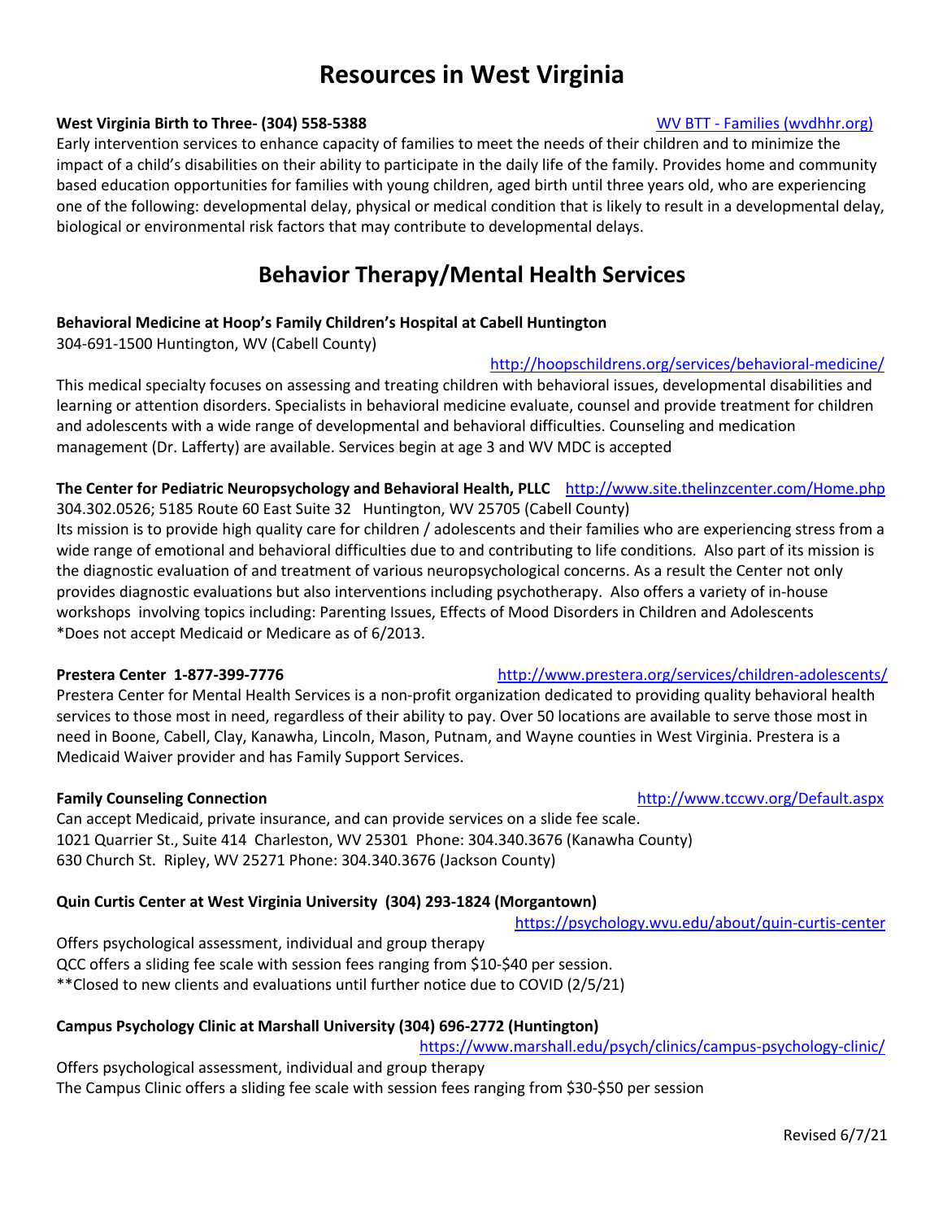# Resources in West Virginia

**West Virginia Birth to Three- (304) 558-5388** [WV BTT - Families (wvdhhr.org)]

Early intervention services to enhance capacity of families to meet the needs of their children and to minimize the impact of a child's disabilities on their ability to participate in the daily life of the family. Provides home and community based education opportunities for families with young children, aged birth until three years old, who are experiencing one of the following: developmental delay, physical or medical condition that is likely to result in a developmental delay, biological or environmental risk factors that may contribute to developmental delays.

# Behavior Therapy/Mental Health Services

**Behavioral Medicine at Hoop's Family Children's Hospital at Cabell Huntington**
304-691-1500 Huntington, WV (Cabell County)

http://hoopschildrens.org/services/behavioral-medicine/

This medical specialty focuses on assessing and treating children with behavioral issues, developmental disabilities and learning or attention disorders. Specialists in behavioral medicine evaluate, counsel and provide treatment for children and adolescents with a wide range of developmental and behavioral difficulties. Counseling and medication management (Dr. Lafferty) are available. Services begin at age 3 and WV MDC is accepted

**The Center for Pediatric Neuropsychology and Behavioral Health, PLLC** http://www.site.thelinzcenter.com/Home.php
304.302.0526; 5185 Route 60 East Suite 32 Huntington, WV 25705 (Cabell County)
Its mission is to provide high quality care for children / adolescents and their families who are experiencing stress from a wide range of emotional and behavioral difficulties due to and contributing to life conditions. Also part of its mission is the diagnostic evaluation of and treatment of various neuropsychological concerns. As a result the Center not only provides diagnostic evaluations but also interventions including psychotherapy. Also offers a variety of in-house workshops involving topics including: Parenting Issues, Effects of Mood Disorders in Children and Adolescents
*Does not accept Medicaid or Medicare as of 6/2013.

**Prestera Center 1-877-399-7776** http://www.prestera.org/services/children-adolescents/

Prestera Center for Mental Health Services is a non-profit organization dedicated to providing quality behavioral health services to those most in need, regardless of their ability to pay. Over 50 locations are available to serve those most in need in Boone, Cabell, Clay, Kanawha, Lincoln, Mason, Putnam, and Wayne counties in West Virginia. Prestera is a Medicaid Waiver provider and has Family Support Services.

**Family Counseling Connection** http://www.tccwv.org/Default.aspx

Can accept Medicaid, private insurance, and can provide services on a slide fee scale.
1021 Quarrier St., Suite 414 Charleston, WV 25301 Phone: 304.340.3676 (Kanawha County)
630 Church St. Ripley, WV 25271 Phone: 304.340.3676 (Jackson County)

**Quin Curtis Center at West Virginia University (304) 293-1824 (Morgantown)**

https://psychology.wvu.edu/about/quin-curtis-center

Offers psychological assessment, individual and group therapy
QCC offers a sliding fee scale with session fees ranging from $10-$40 per session.
**Closed to new clients and evaluations until further notice due to COVID (2/5/21)

**Campus Psychology Clinic at Marshall University (304) 696-2772 (Huntington)**

https://www.marshall.edu/psych/clinics/campus-psychology-clinic/

Offers psychological assessment, individual and group therapy
The Campus Clinic offers a sliding fee scale with session fees ranging from $30-$50 per session

Revised 6/7/21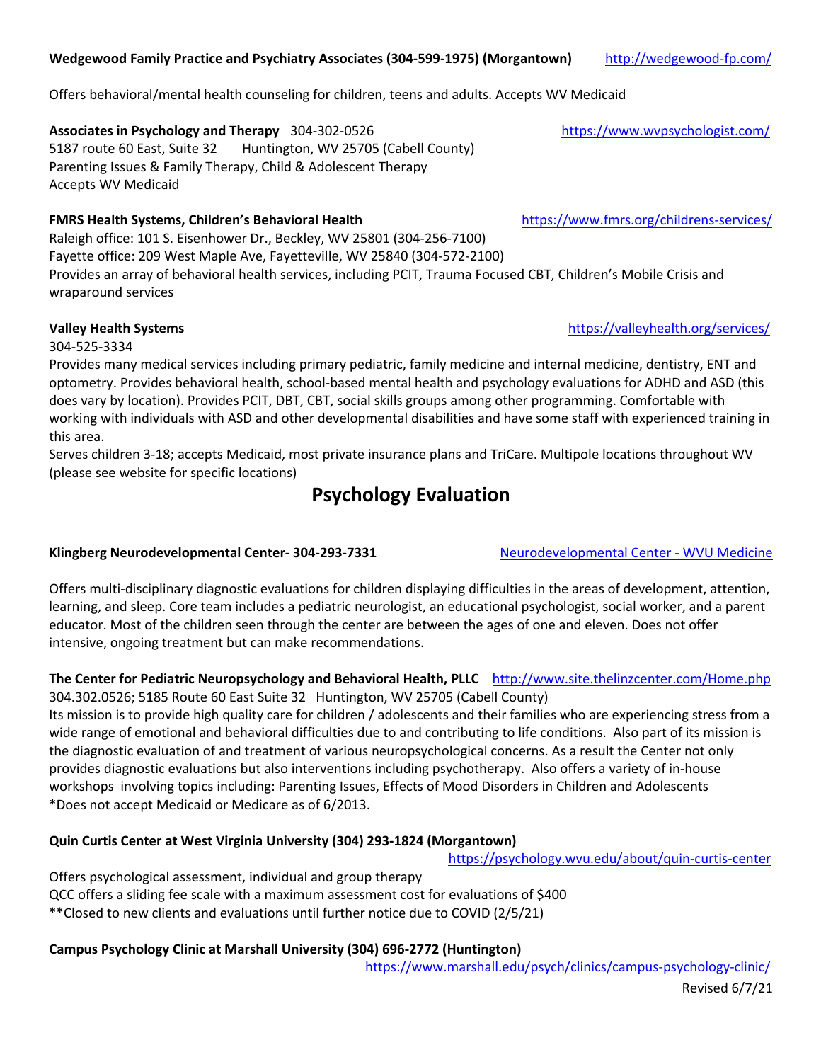**Wedgewood Family Practice and Psychiatry Associates (304-599-1975) (Morgantown)** http://wedgewood-fp.com/

Offers behavioral/mental health counseling for children, teens and adults. Accepts WV Medicaid

**Associates in Psychology and Therapy** 304-302-0526 https://www.wvpsychologist.com/
5187 route 60 East, Suite 32 Huntington, WV 25705 (Cabell County)
Parenting Issues & Family Therapy, Child & Adolescent Therapy
Accepts WV Medicaid

**FMRS Health Systems, Children's Behavioral Health** https://www.fmrs.org/childrens-services/
Raleigh office: 101 S. Eisenhower Dr., Beckley, WV 25801 (304-256-7100)
Fayette office: 209 West Maple Ave, Fayetteville, WV 25840 (304-572-2100)
Provides an array of behavioral health services, including PCIT, Trauma Focused CBT, Children's Mobile Crisis and wraparound services

**Valley Health Systems** https://valleyhealth.org/services/
304-525-3334
Provides many medical services including primary pediatric, family medicine and internal medicine, dentistry, ENT and optometry. Provides behavioral health, school-based mental health and psychology evaluations for ADHD and ASD (this does vary by location). Provides PCIT, DBT, CBT, social skills groups among other programming. Comfortable with working with individuals with ASD and other developmental disabilities and have some staff with experienced training in this area.
Serves children 3-18; accepts Medicaid, most private insurance plans and TriCare. Multipole locations throughout WV (please see website for specific locations)

# Psychology Evaluation

**Klingberg Neurodevelopmental Center- 304-293-7331** Neurodevelopmental Center - WVU Medicine

Offers multi-disciplinary diagnostic evaluations for children displaying difficulties in the areas of development, attention, learning, and sleep. Core team includes a pediatric neurologist, an educational psychologist, social worker, and a parent educator. Most of the children seen through the center are between the ages of one and eleven. Does not offer intensive, ongoing treatment but can make recommendations.

**The Center for Pediatric Neuropsychology and Behavioral Health, PLLC** http://www.site.thelinzcenter.com/Home.php
304.302.0526; 5185 Route 60 East Suite 32 Huntington, WV 25705 (Cabell County)
Its mission is to provide high quality care for children / adolescents and their families who are experiencing stress from a wide range of emotional and behavioral difficulties due to and contributing to life conditions. Also part of its mission is the diagnostic evaluation of and treatment of various neuropsychological concerns. As a result the Center not only provides diagnostic evaluations but also interventions including psychotherapy. Also offers a variety of in-house workshops involving topics including: Parenting Issues, Effects of Mood Disorders in Children and Adolescents
*Does not accept Medicaid or Medicare as of 6/2013.

**Quin Curtis Center at West Virginia University (304) 293-1824 (Morgantown)**
https://psychology.wvu.edu/about/quin-curtis-center

Offers psychological assessment, individual and group therapy
QCC offers a sliding fee scale with a maximum assessment cost for evaluations of $400
**Closed to new clients and evaluations until further notice due to COVID (2/5/21)

**Campus Psychology Clinic at Marshall University (304) 696-2772 (Huntington)**
https://www.marshall.edu/psych/clinics/campus-psychology-clinic/

Revised 6/7/21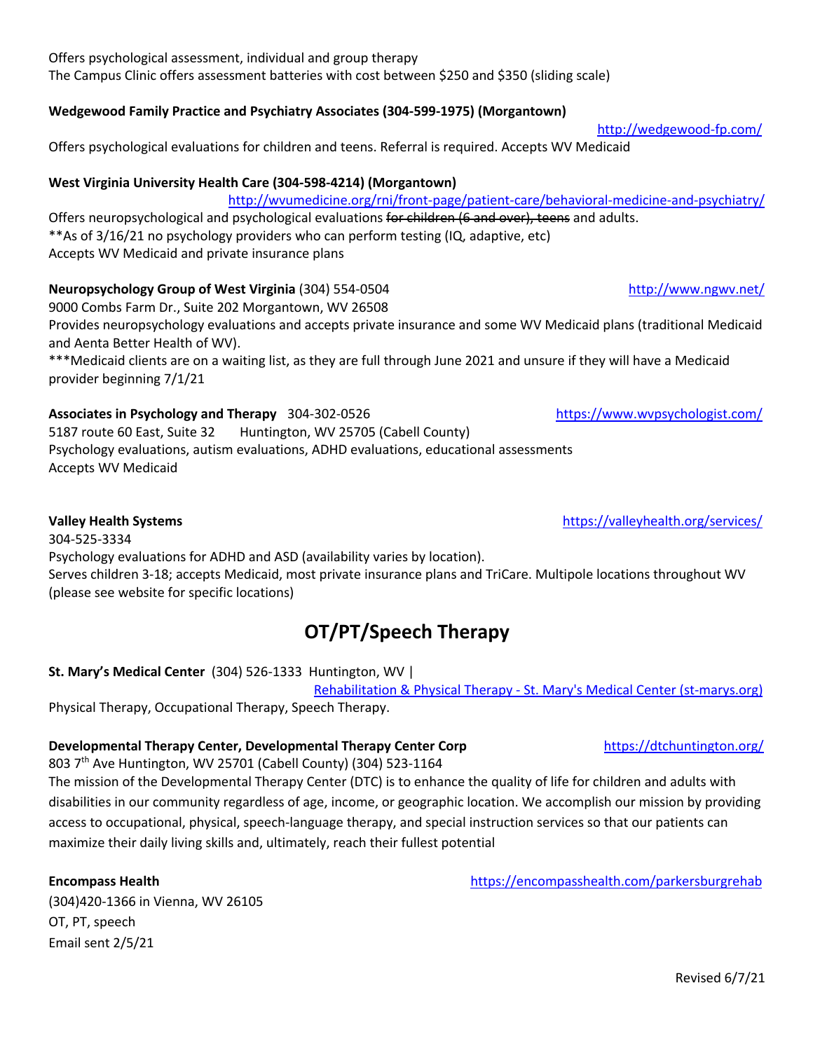Offers psychological assessment, individual and group therapy
The Campus Clinic offers assessment batteries with cost between $250 and $350 (sliding scale)

**Wedgewood Family Practice and Psychiatry Associates (304-599-1975) (Morgantown)**
http://wedgewood-fp.com/
Offers psychological evaluations for children and teens. Referral is required. Accepts WV Medicaid

**West Virginia University Health Care (304-598-4214) (Morgantown)**
http://wvumedicine.org/rni/front-page/patient-care/behavioral-medicine-and-psychiatry/
Offers neuropsychological and psychological evaluations ~~for children (6 and over), teens~~ and adults.
**As of 3/16/21 no psychology providers who can perform testing (IQ, adaptive, etc)
Accepts WV Medicaid and private insurance plans

**Neuropsychology Group of West Virginia** (304) 554-0504 http://www.ngwv.net/
9000 Combs Farm Dr., Suite 202 Morgantown, WV 26508
Provides neuropsychology evaluations and accepts private insurance and some WV Medicaid plans (traditional Medicaid and Aenta Better Health of WV).
***Medicaid clients are on a waiting list, as they are full through June 2021 and unsure if they will have a Medicaid provider beginning 7/1/21

**Associates in Psychology and Therapy** 304-302-0526 https://www.wvpsychologist.com/
5187 route 60 East, Suite 32 Huntington, WV 25705 (Cabell County)
Psychology evaluations, autism evaluations, ADHD evaluations, educational assessments
Accepts WV Medicaid

**Valley Health Systems** https://valleyhealth.org/services/
304-525-3334
Psychology evaluations for ADHD and ASD (availability varies by location).
Serves children 3-18; accepts Medicaid, most private insurance plans and TriCare. Multipole locations throughout WV (please see website for specific locations)

# OT/PT/Speech Therapy

**St. Mary's Medical Center** (304) 526-1333 Huntington, WV |
Rehabilitation & Physical Therapy - St. Mary's Medical Center (st-marys.org)
Physical Therapy, Occupational Therapy, Speech Therapy.

**Developmental Therapy Center, Developmental Therapy Center Corp** https://dtchuntington.org/
803 7th Ave Huntington, WV 25701 (Cabell County) (304) 523-1164
The mission of the Developmental Therapy Center (DTC) is to enhance the quality of life for children and adults with disabilities in our community regardless of age, income, or geographic location. We accomplish our mission by providing access to occupational, physical, speech-language therapy, and special instruction services so that our patients can maximize their daily living skills and, ultimately, reach their fullest potential

**Encompass Health** https://encompasshealth.com/parkersburgrehab
(304)420-1366 in Vienna, WV 26105
OT, PT, speech
Email sent 2/5/21

Revised 6/7/21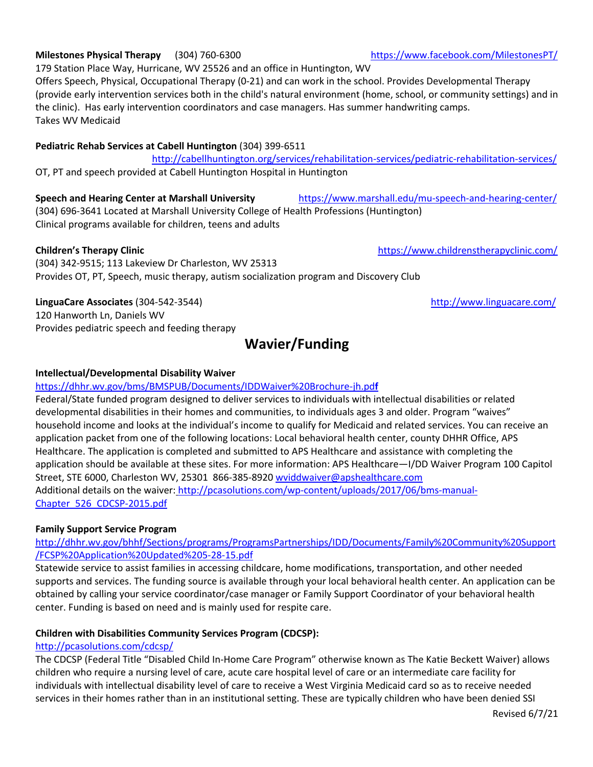**Milestones Physical Therapy** (304) 760-6300 https://www.facebook.com/MilestonesPT/
179 Station Place Way, Hurricane, WV 25526 and an office in Huntington, WV
Offers Speech, Physical, Occupational Therapy (0-21) and can work in the school. Provides Developmental Therapy (provide early intervention services both in the child's natural environment (home, school, or community settings) and in the clinic). Has early intervention coordinators and case managers. Has summer handwriting camps.
Takes WV Medicaid

**Pediatric Rehab Services at Cabell Huntington** (304) 399-6511
http://cabellhuntington.org/services/rehabilitation-services/pediatric-rehabilitation-services/
OT, PT and speech provided at Cabell Huntington Hospital in Huntington

**Speech and Hearing Center at Marshall University** https://www.marshall.edu/mu-speech-and-hearing-center/
(304) 696-3641 Located at Marshall University College of Health Professions (Huntington)
Clinical programs available for children, teens and adults

**Children's Therapy Clinic** https://www.childrenstherapyclinic.com/
(304) 342-9515; 113 Lakeview Dr Charleston, WV 25313
Provides OT, PT, Speech, music therapy, autism socialization program and Discovery Club

**LinguaCare Associates** (304-542-3544) http://www.linguacare.com/
120 Hanworth Ln, Daniels WV
Provides pediatric speech and feeding therapy

## Wavier/Funding

**Intellectual/Developmental Disability Waiver**
https://dhhr.wv.gov/bms/BMSPUB/Documents/IDDWaiver%20Brochure-jh.pdf
Federal/State funded program designed to deliver services to individuals with intellectual disabilities or related developmental disabilities in their homes and communities, to individuals ages 3 and older. Program "waives" household income and looks at the individual's income to qualify for Medicaid and related services. You can receive an application packet from one of the following locations: Local behavioral health center, county DHHR Office, APS Healthcare. The application is completed and submitted to APS Healthcare and assistance with completing the application should be available at these sites. For more information: APS Healthcare—I/DD Waiver Program 100 Capitol Street, STE 6000, Charleston WV, 25301 866-385-8920 wviddwaiver@apshealthcare.com
Additional details on the waiver: http://pcasolutions.com/wp-content/uploads/2017/06/bms-manual-Chapter_526_CDCSP-2015.pdf

**Family Support Service Program**
http://dhhr.wv.gov/bhhf/Sections/programs/ProgramsPartnerships/IDD/Documents/Family%20Community%20Support/FCSP%20Application%20Updated%205-28-15.pdf
Statewide service to assist families in accessing childcare, home modifications, transportation, and other needed supports and services. The funding source is available through your local behavioral health center. An application can be obtained by calling your service coordinator/case manager or Family Support Coordinator of your behavioral health center. Funding is based on need and is mainly used for respite care.

**Children with Disabilities Community Services Program (CDCSP):**
http://pcasolutions.com/cdcsp/
The CDCSP (Federal Title "Disabled Child In-Home Care Program" otherwise known as The Katie Beckett Waiver) allows children who require a nursing level of care, acute care hospital level of care or an intermediate care facility for individuals with intellectual disability level of care to receive a West Virginia Medicaid card so as to receive needed services in their homes rather than in an institutional setting. These are typically children who have been denied SSI

Revised 6/7/21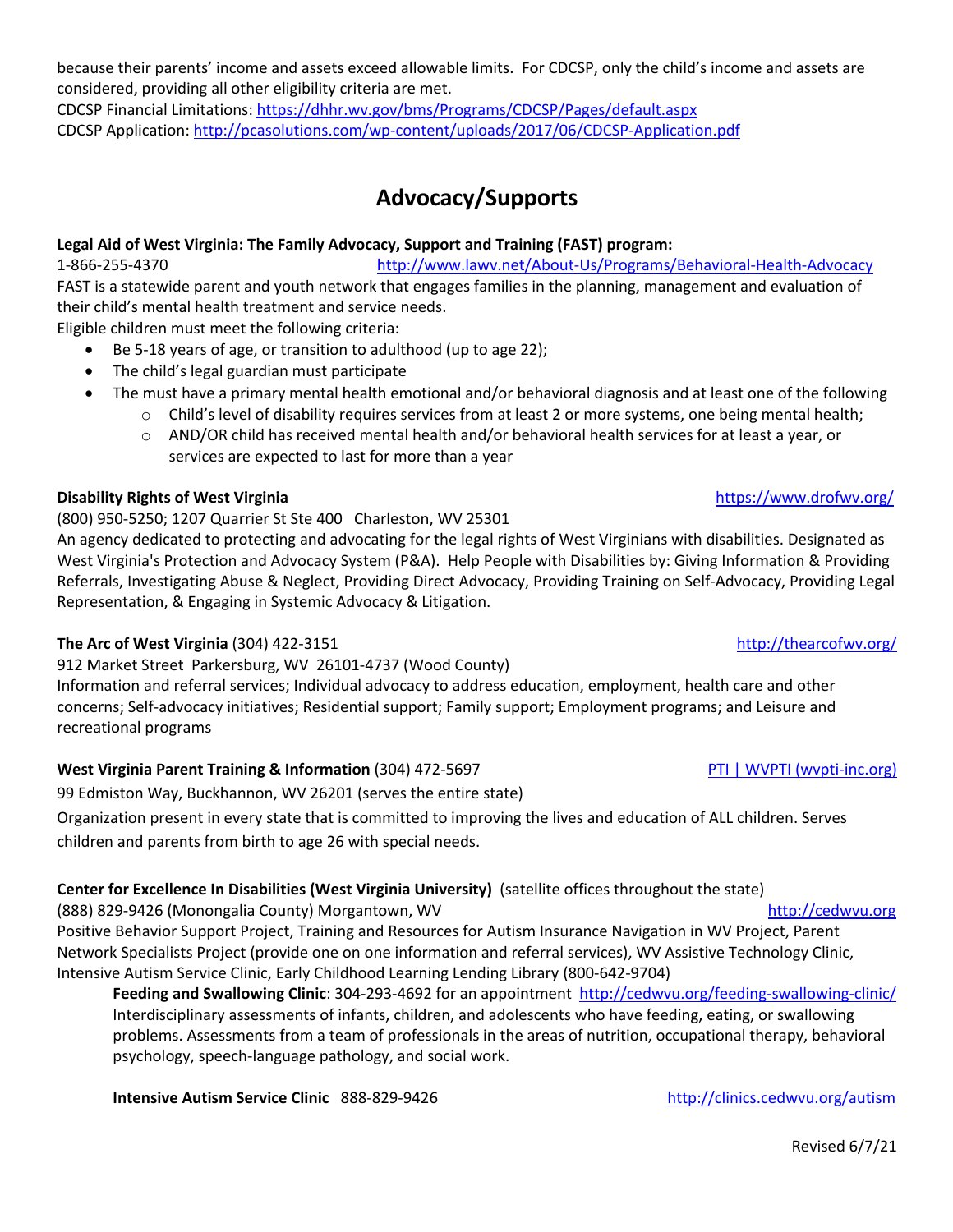because their parents' income and assets exceed allowable limits. For CDCSP, only the child's income and assets are considered, providing all other eligibility criteria are met.
CDCSP Financial Limitations: https://dhhr.wv.gov/bms/Programs/CDCSP/Pages/default.aspx
CDCSP Application: http://pcasolutions.com/wp-content/uploads/2017/06/CDCSP-Application.pdf

# Advocacy/Supports

**Legal Aid of West Virginia: The Family Advocacy, Support and Training (FAST) program:**
1-866-255-4370 http://www.lawv.net/About-Us/Programs/Behavioral-Health-Advocacy
FAST is a statewide parent and youth network that engages families in the planning, management and evaluation of their child's mental health treatment and service needs.
Eligible children must meet the following criteria:

- Be 5-18 years of age, or transition to adulthood (up to age 22);
- The child's legal guardian must participate
- The must have a primary mental health emotional and/or behavioral diagnosis and at least one of the following
    - Child's level of disability requires services from at least 2 or more systems, one being mental health;
    - AND/OR child has received mental health and/or behavioral health services for at least a year, or services are expected to last for more than a year

**Disability Rights of West Virginia** https://www.drofwv.org/
(800) 950-5250; 1207 Quarrier St Ste 400 Charleston, WV 25301
An agency dedicated to protecting and advocating for the legal rights of West Virginians with disabilities. Designated as West Virginia's Protection and Advocacy System (P&A). Help People with Disabilities by: Giving Information & Providing Referrals, Investigating Abuse & Neglect, Providing Direct Advocacy, Providing Training on Self-Advocacy, Providing Legal Representation, & Engaging in Systemic Advocacy & Litigation.

**The Arc of West Virginia** (304) 422-3151 http://thearcofwv.org/
912 Market Street Parkersburg, WV 26101-4737 (Wood County)
Information and referral services; Individual advocacy to address education, employment, health care and other concerns; Self-advocacy initiatives; Residential support; Family support; Employment programs; and Leisure and recreational programs

**West Virginia Parent Training & Information** (304) 472-5697 PTI | WVPTI (wvpti-inc.org)
99 Edmiston Way, Buckhannon, WV 26201 (serves the entire state)
Organization present in every state that is committed to improving the lives and education of ALL children. Serves children and parents from birth to age 26 with special needs.

**Center for Excellence In Disabilities (West Virginia University)** (satellite offices throughout the state)
(888) 829-9426 (Monongalia County) Morgantown, WV http://cedwvu.org
Positive Behavior Support Project, Training and Resources for Autism Insurance Navigation in WV Project, Parent Network Specialists Project (provide one on one information and referral services), WV Assistive Technology Clinic, Intensive Autism Service Clinic, Early Childhood Learning Lending Library (800-642-9704)

> **Feeding and Swallowing Clinic**: 304-293-4692 for an appointment http://cedwvu.org/feeding-swallowing-clinic/
> Interdisciplinary assessments of infants, children, and adolescents who have feeding, eating, or swallowing problems. Assessments from a team of professionals in the areas of nutrition, occupational therapy, behavioral psychology, speech-language pathology, and social work.
>
> **Intensive Autism Service Clinic** 888-829-9426 http://clinics.cedwvu.org/autism

Revised 6/7/21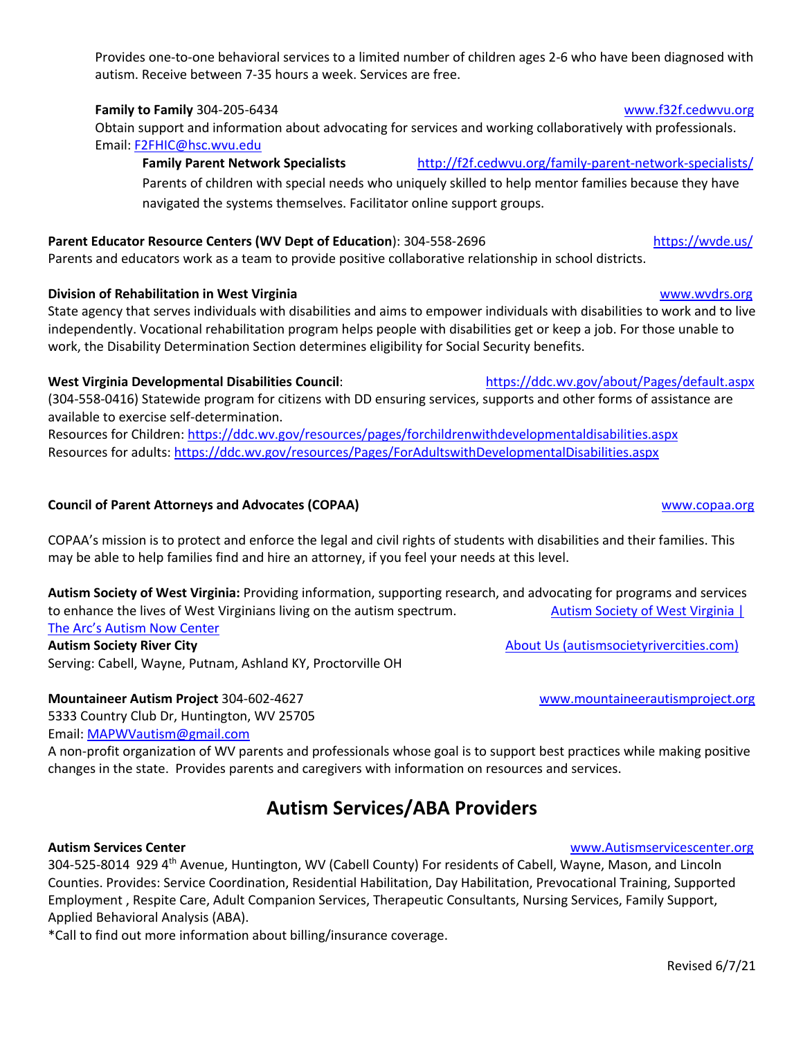Provides one-to-one behavioral services to a limited number of children ages 2-6 who have been diagnosed with autism. Receive between 7-35 hours a week. Services are free.

**Family to Family** 304-205-6434 [www.f32f.cedwvu.org](www.f32f.cedwvu.org)
Obtain support and information about advocating for services and working collaboratively with professionals. Email: F2FHIC@hsc.wvu.edu

> **Family Parent Network Specialists** http://f2f.cedwvu.org/family-parent-network-specialists/
> Parents of children with special needs who uniquely skilled to help mentor families because they have navigated the systems themselves. Facilitator online support groups.

**Parent Educator Resource Centers (WV Dept of Education)**: 304-558-2696 https://wvde.us/
Parents and educators work as a team to provide positive collaborative relationship in school districts.

**Division of Rehabilitation in West Virginia** www.wvdrs.org
State agency that serves individuals with disabilities and aims to empower individuals with disabilities to work and to live independently. Vocational rehabilitation program helps people with disabilities get or keep a job. For those unable to work, the Disability Determination Section determines eligibility for Social Security benefits.

**West Virginia Developmental Disabilities Council**: https://ddc.wv.gov/about/Pages/default.aspx
(304-558-0416) Statewide program for citizens with DD ensuring services, supports and other forms of assistance are available to exercise self-determination.
Resources for Children: https://ddc.wv.gov/resources/pages/forchildrenwithdevelopmentaldisabilities.aspx
Resources for adults: https://ddc.wv.gov/resources/Pages/ForAdultswithDevelopmentalDisabilities.aspx

**Council of Parent Attorneys and Advocates (COPAA)** www.copaa.org

COPAA's mission is to protect and enforce the legal and civil rights of students with disabilities and their families. This may be able to help families find and hire an attorney, if you feel your needs at this level.

**Autism Society of West Virginia:** Providing information, supporting research, and advocating for programs and services to enhance the lives of West Virginians living on the autism spectrum. Autism Society of West Virginia | The Arc's Autism Now Center

**Autism Society River City** About Us (autismsocietyrivercities.com)
Serving: Cabell, Wayne, Putnam, Ashland KY, Proctorville OH

**Mountaineer Autism Project** 304-602-4627 www.mountaineerautismproject.org
5333 Country Club Dr, Huntington, WV 25705
Email: MAPWVautism@gmail.com
A non-profit organization of WV parents and professionals whose goal is to support best practices while making positive changes in the state. Provides parents and caregivers with information on resources and services.

## Autism Services/ABA Providers

**Autism Services Center** www.Autismservicescenter.org
304-525-8014 929 4th Avenue, Huntington, WV (Cabell County) For residents of Cabell, Wayne, Mason, and Lincoln Counties. Provides: Service Coordination, Residential Habilitation, Day Habilitation, Prevocational Training, Supported Employment , Respite Care, Adult Companion Services, Therapeutic Consultants, Nursing Services, Family Support, Applied Behavioral Analysis (ABA).
*Call to find out more information about billing/insurance coverage.

Revised 6/7/21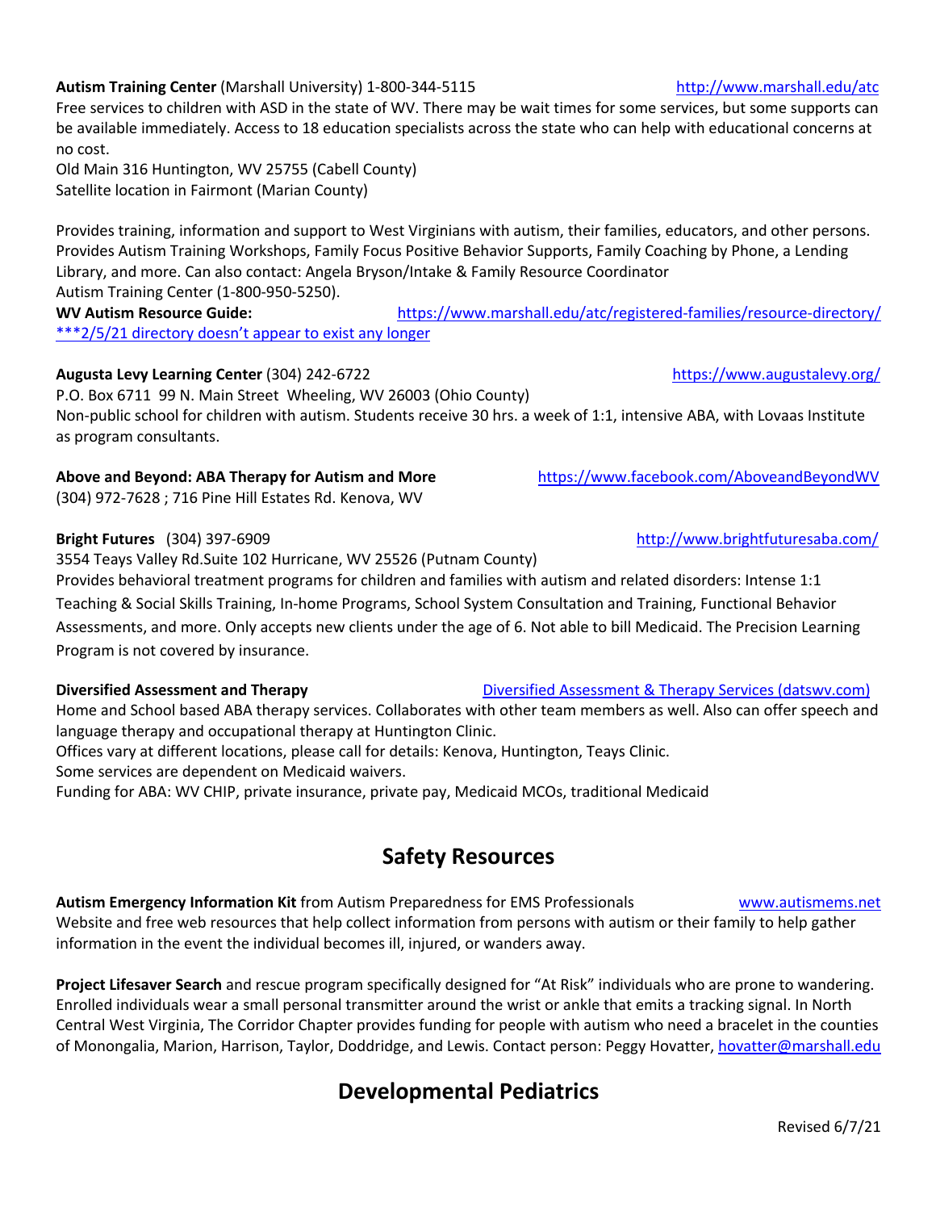**Autism Training Center** (Marshall University) 1-800-344-5115 http://www.marshall.edu/atc

Free services to children with ASD in the state of WV. There may be wait times for some services, but some supports can be available immediately. Access to 18 education specialists across the state who can help with educational concerns at no cost.

Old Main 316 Huntington, WV 25755 (Cabell County)
Satellite location in Fairmont (Marian County)

Provides training, information and support to West Virginians with autism, their families, educators, and other persons. Provides Autism Training Workshops, Family Focus Positive Behavior Supports, Family Coaching by Phone, a Lending Library, and more. Can also contact: Angela Bryson/Intake & Family Resource Coordinator
Autism Training Center (1-800-950-5250).

**WV Autism Resource Guide:** https://www.marshall.edu/atc/registered-families/resource-directory/
***2/5/21 directory doesn't appear to exist any longer

**Augusta Levy Learning Center** (304) 242-6722 https://www.augustalevy.org/

P.O. Box 6711 99 N. Main Street Wheeling, WV 26003 (Ohio County)
Non-public school for children with autism. Students receive 30 hrs. a week of 1:1, intensive ABA, with Lovaas Institute as program consultants.

**Above and Beyond: ABA Therapy for Autism and More** https://www.facebook.com/AboveandBeyondWV

(304) 972-7628 ; 716 Pine Hill Estates Rd. Kenova, WV

**Bright Futures** (304) 397-6909 http://www.brightfuturesaba.com/

3554 Teays Valley Rd.Suite 102 Hurricane, WV 25526 (Putnam County)
Provides behavioral treatment programs for children and families with autism and related disorders: Intense 1:1 Teaching & Social Skills Training, In-home Programs, School System Consultation and Training, Functional Behavior Assessments, and more. Only accepts new clients under the age of 6. Not able to bill Medicaid. The Precision Learning Program is not covered by insurance.

**Diversified Assessment and Therapy** Diversified Assessment & Therapy Services (datswv.com)

Home and School based ABA therapy services. Collaborates with other team members as well. Also can offer speech and language therapy and occupational therapy at Huntington Clinic.
Offices vary at different locations, please call for details: Kenova, Huntington, Teays Clinic.
Some services are dependent on Medicaid waivers.
Funding for ABA: WV CHIP, private insurance, private pay, Medicaid MCOs, traditional Medicaid

## Safety Resources

**Autism Emergency Information Kit** from Autism Preparedness for EMS Professionals www.autismems.net

Website and free web resources that help collect information from persons with autism or their family to help gather information in the event the individual becomes ill, injured, or wanders away.

**Project Lifesaver Search** and rescue program specifically designed for "At Risk" individuals who are prone to wandering. Enrolled individuals wear a small personal transmitter around the wrist or ankle that emits a tracking signal. In North Central West Virginia, The Corridor Chapter provides funding for people with autism who need a bracelet in the counties of Monongalia, Marion, Harrison, Taylor, Doddridge, and Lewis. Contact person: Peggy Hovatter, hovatter@marshall.edu

## Developmental Pediatrics

Revised 6/7/21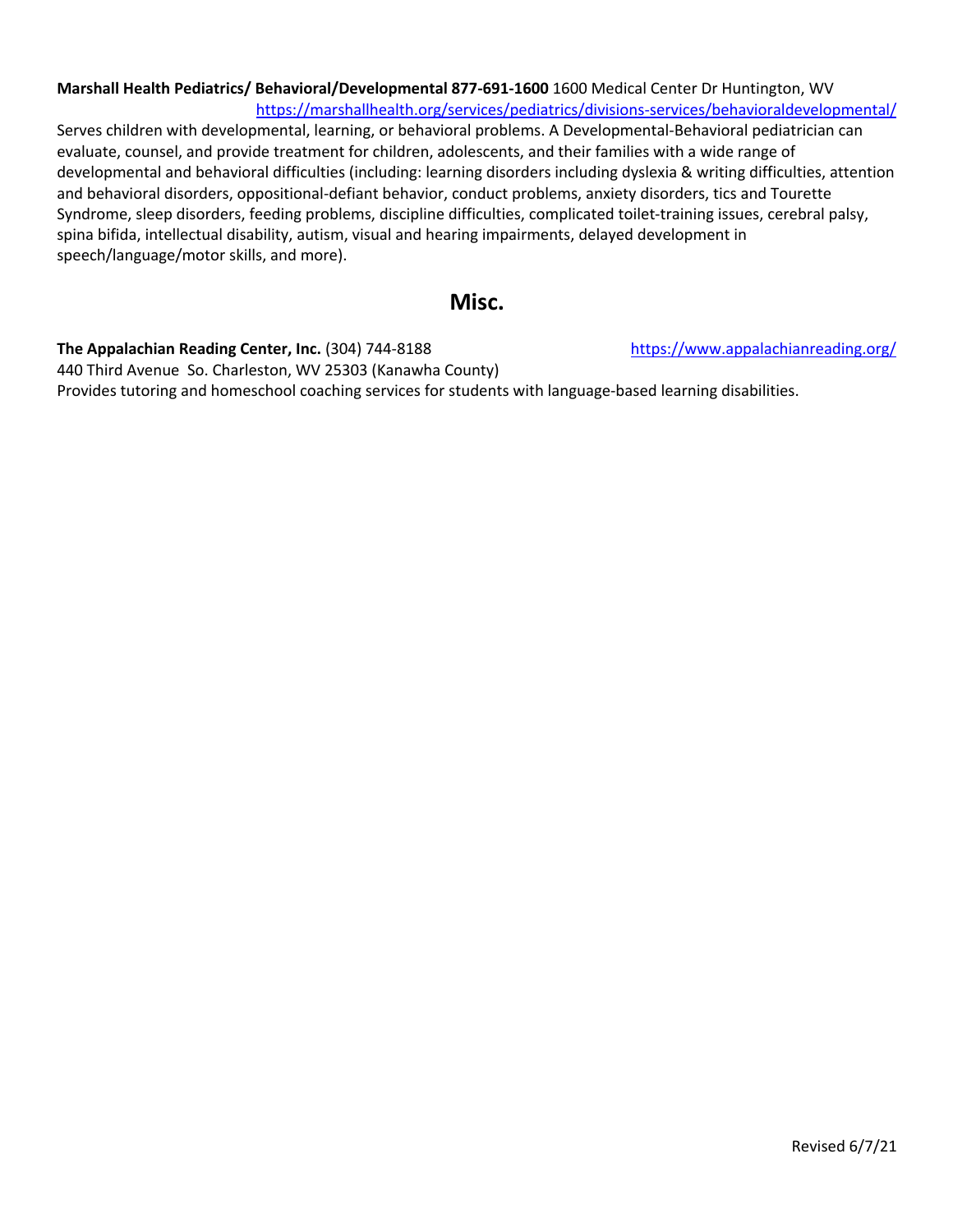**Marshall Health Pediatrics/ Behavioral/Developmental 877-691-1600** 1600 Medical Center Dr Huntington, WV https://marshallhealth.org/services/pediatrics/divisions-services/behavioraldevelopmental/

Serves children with developmental, learning, or behavioral problems. A Developmental-Behavioral pediatrician can evaluate, counsel, and provide treatment for children, adolescents, and their families with a wide range of developmental and behavioral difficulties (including: learning disorders including dyslexia & writing difficulties, attention and behavioral disorders, oppositional-defiant behavior, conduct problems, anxiety disorders, tics and Tourette Syndrome, sleep disorders, feeding problems, discipline difficulties, complicated toilet-training issues, cerebral palsy, spina bifida, intellectual disability, autism, visual and hearing impairments, delayed development in speech/language/motor skills, and more).

## Misc.

**The Appalachian Reading Center, Inc.** (304) 744-8188 https://www.appalachianreading.org/
440 Third Avenue So. Charleston, WV 25303 (Kanawha County)
Provides tutoring and homeschool coaching services for students with language-based learning disabilities.

Revised 6/7/21